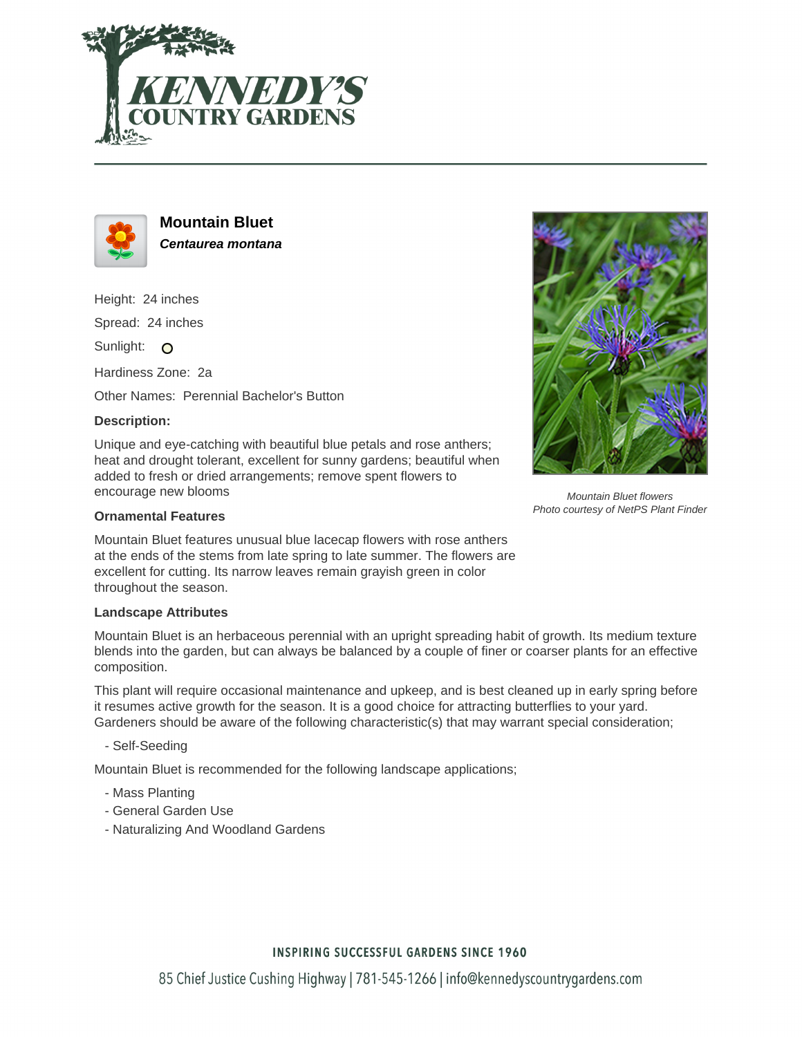# Mountain Bluet

***Centaurea montana***

Height: 24 inches

Spread: 24 inches

Sunlight: ○

Hardiness Zone: 2a

Other Names: Perennial Bachelor's Button

### Description:

Unique and eye-catching with beautiful blue petals and rose anthers; heat and drought tolerant, excellent for sunny gardens; beautiful when added to fresh or dried arrangements; remove spent flowers to encourage new blooms

*Mountain Bluet flowers*
*Photo courtesy of NetPS Plant Finder*

### Ornamental Features

Mountain Bluet features unusual blue lacecap flowers with rose anthers at the ends of the stems from late spring to late summer. The flowers are excellent for cutting. Its narrow leaves remain grayish green in color throughout the season.

### Landscape Attributes

Mountain Bluet is an herbaceous perennial with an upright spreading habit of growth. Its medium texture blends into the garden, but can always be balanced by a couple of finer or coarser plants for an effective composition.

This plant will require occasional maintenance and upkeep, and is best cleaned up in early spring before it resumes active growth for the season. It is a good choice for attracting butterflies to your yard. Gardeners should be aware of the following characteristic(s) that may warrant special consideration;

- Self-Seeding

Mountain Bluet is recommended for the following landscape applications;

- Mass Planting
- General Garden Use
- Naturalizing And Woodland Gardens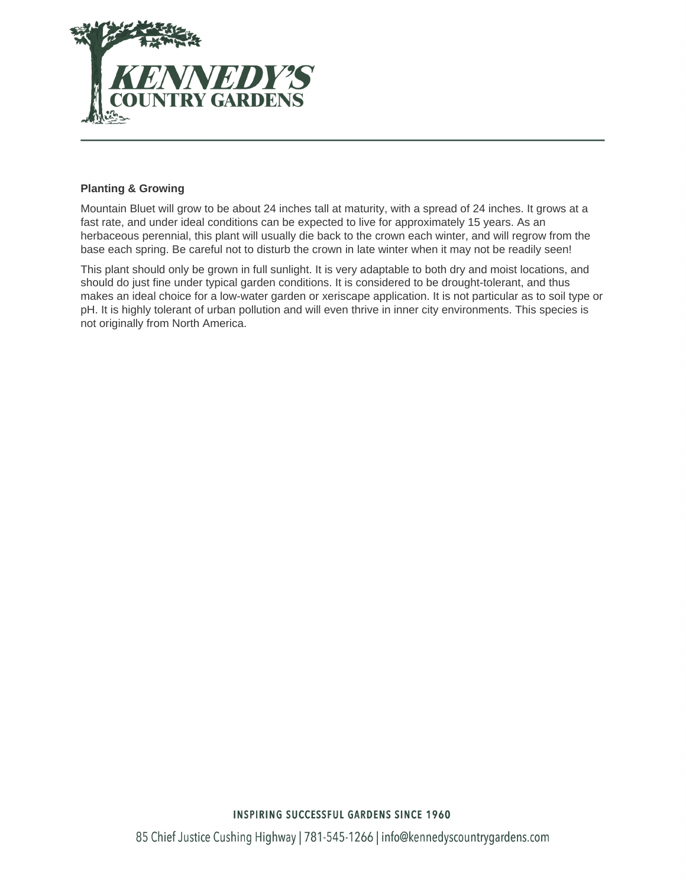**Planting & Growing**

Mountain Bluet will grow to be about 24 inches tall at maturity, with a spread of 24 inches. It grows at a fast rate, and under ideal conditions can be expected to live for approximately 15 years. As an herbaceous perennial, this plant will usually die back to the crown each winter, and will regrow from the base each spring. Be careful not to disturb the crown in late winter when it may not be readily seen!

This plant should only be grown in full sunlight. It is very adaptable to both dry and moist locations, and should do just fine under typical garden conditions. It is considered to be drought-tolerant, and thus makes an ideal choice for a low-water garden or xeriscape application. It is not particular as to soil type or pH. It is highly tolerant of urban pollution and will even thrive in inner city environments. This species is not originally from North America.